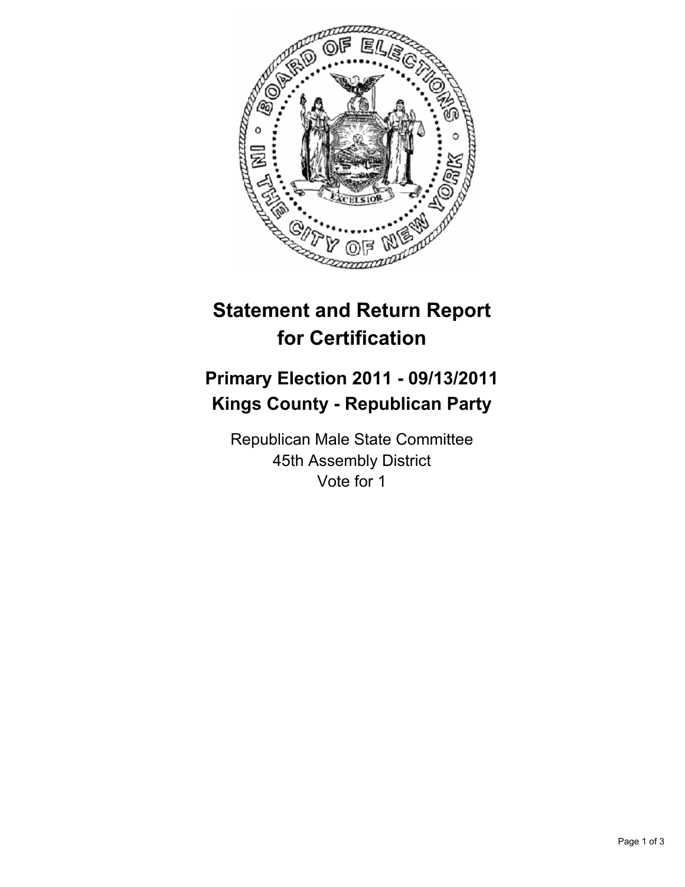# Statement and Return Report for Certification

## Primary Election 2011 - 09/13/2011
## Kings County - Republican Party

Republican Male State Committee
45th Assembly District
Vote for 1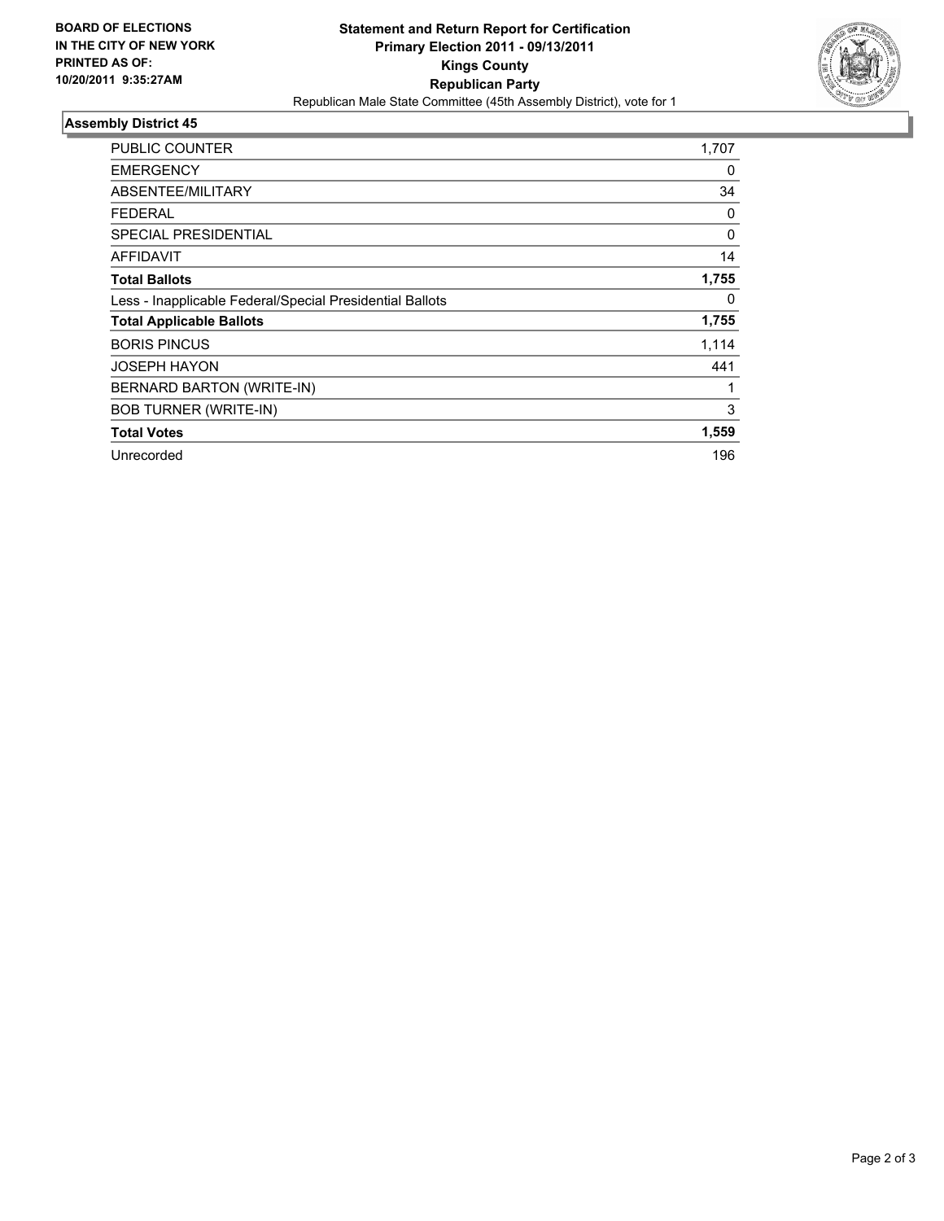**BOARD OF ELECTIONS IN THE CITY OF NEW YORK PRINTED AS OF: 10/20/2011 9:35:27AM**

# Statement and Return Report for Certification
## Primary Election 2011 - 09/13/2011
## Kings County
## Republican Party

Republican Male State Committee (45th Assembly District), vote for 1

### Assembly District 45

| | |
|---|---|
| PUBLIC COUNTER | 1,707 |
| EMERGENCY | 0 |
| ABSENTEE/MILITARY | 34 |
| FEDERAL | 0 |
| SPECIAL PRESIDENTIAL | 0 |
| AFFIDAVIT | 14 |
| **Total Ballots** | **1,755** |
| Less - Inapplicable Federal/Special Presidential Ballots | 0 |
| **Total Applicable Ballots** | **1,755** |
| BORIS PINCUS | 1,114 |
| JOSEPH HAYON | 441 |
| BERNARD BARTON (WRITE-IN) | 1 |
| BOB TURNER (WRITE-IN) | 3 |
| **Total Votes** | **1,559** |
| Unrecorded | 196 |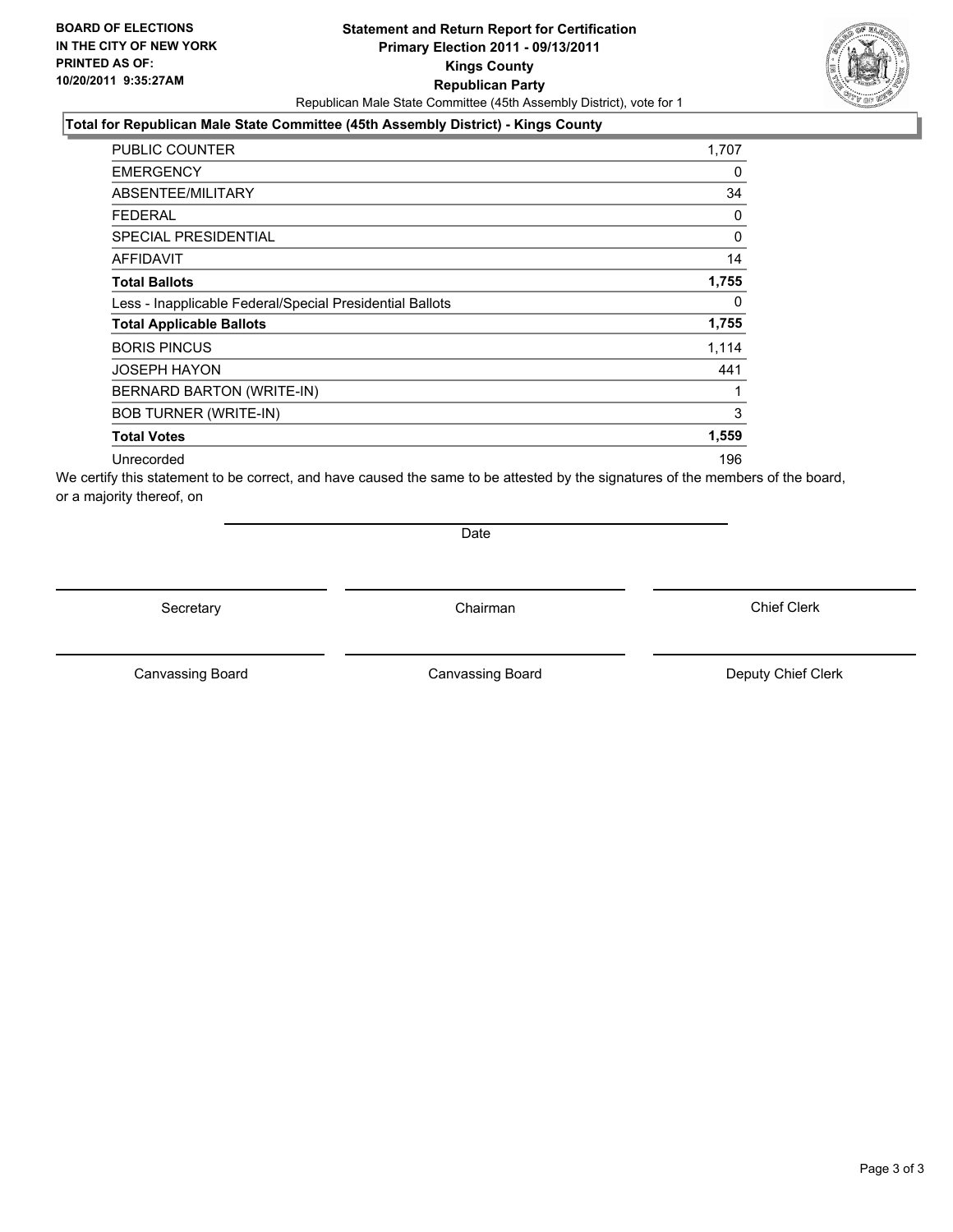**BOARD OF ELECTIONS IN THE CITY OF NEW YORK PRINTED AS OF: 10/20/2011 9:35:27AM**

**Statement and Return Report for Certification**
**Primary Election 2011 - 09/13/2011**
**Kings County**
**Republican Party**

Republican Male State Committee (45th Assembly District), vote for 1

**Total for Republican Male State Committee (45th Assembly District) - Kings County**

| | |
|---|---|
| PUBLIC COUNTER | 1,707 |
| EMERGENCY | 0 |
| ABSENTEE/MILITARY | 34 |
| FEDERAL | 0 |
| SPECIAL PRESIDENTIAL | 0 |
| AFFIDAVIT | 14 |
| **Total Ballots** | **1,755** |
| Less - Inapplicable Federal/Special Presidential Ballots | 0 |
| **Total Applicable Ballots** | **1,755** |
| BORIS PINCUS | 1,114 |
| JOSEPH HAYON | 441 |
| BERNARD BARTON (WRITE-IN) | 1 |
| BOB TURNER (WRITE-IN) | 3 |
| **Total Votes** | **1,559** |
| Unrecorded | 196 |

We certify this statement to be correct, and have caused the same to be attested by the signatures of the members of the board, or a majority thereof, on

Date

Secretary | Chairman | Chief Clerk

Canvassing Board | Canvassing Board | Deputy Chief Clerk